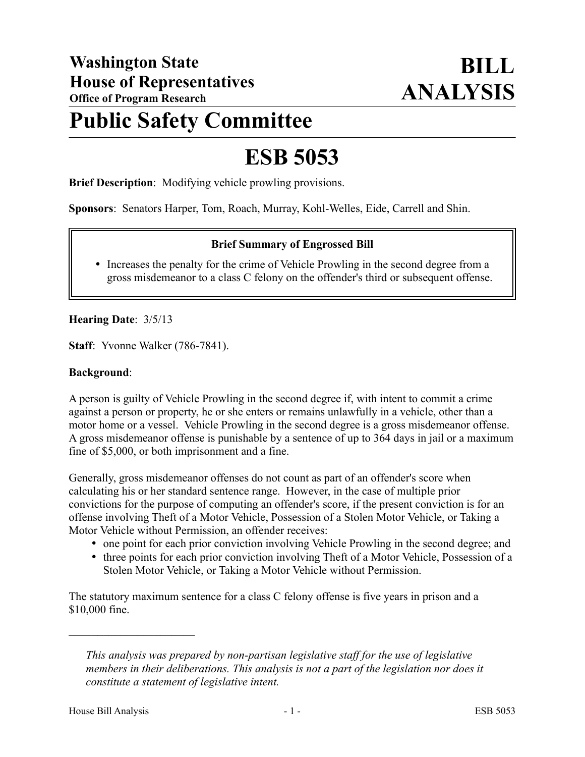**Washington State**
**House of Representatives**
**Office of Program Research**

# BILL ANALYSIS

# Public Safety Committee

# ESB 5053

**Brief Description**: Modifying vehicle prowling provisions.

**Sponsors**: Senators Harper, Tom, Roach, Murray, Kohl-Welles, Eide, Carrell and Shin.

**Brief Summary of Engrossed Bill**

- Increases the penalty for the crime of Vehicle Prowling in the second degree from a gross misdemeanor to a class C felony on the offender's third or subsequent offense.

**Hearing Date**: 3/5/13

**Staff**: Yvonne Walker (786-7841).

**Background**:

A person is guilty of Vehicle Prowling in the second degree if, with intent to commit a crime against a person or property, he or she enters or remains unlawfully in a vehicle, other than a motor home or a vessel. Vehicle Prowling in the second degree is a gross misdemeanor offense. A gross misdemeanor offense is punishable by a sentence of up to 364 days in jail or a maximum fine of $5,000, or both imprisonment and a fine.

Generally, gross misdemeanor offenses do not count as part of an offender's score when calculating his or her standard sentence range. However, in the case of multiple prior convictions for the purpose of computing an offender's score, if the present conviction is for an offense involving Theft of a Motor Vehicle, Possession of a Stolen Motor Vehicle, or Taking a Motor Vehicle without Permission, an offender receives:

- one point for each prior conviction involving Vehicle Prowling in the second degree; and
- three points for each prior conviction involving Theft of a Motor Vehicle, Possession of a Stolen Motor Vehicle, or Taking a Motor Vehicle without Permission.

The statutory maximum sentence for a class C felony offense is five years in prison and a $10,000 fine.

---

*This analysis was prepared by non-partisan legislative staff for the use of legislative members in their deliberations. This analysis is not a part of the legislation nor does it constitute a statement of legislative intent.*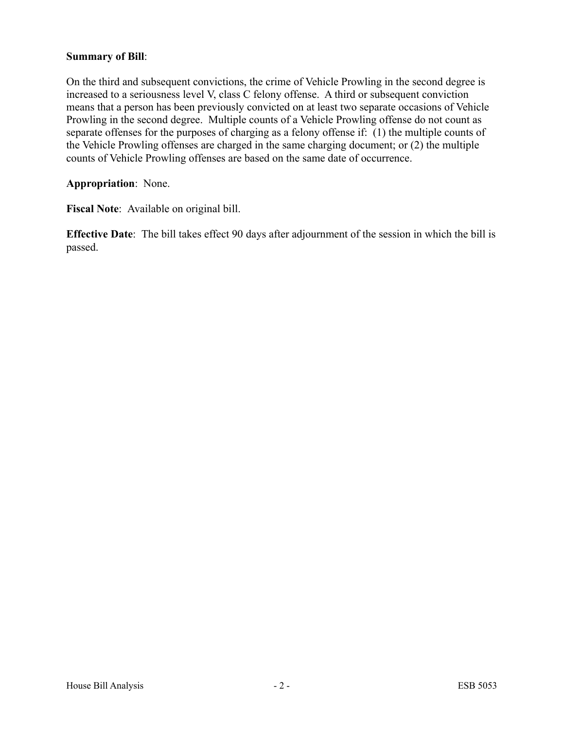**Summary of Bill**:

On the third and subsequent convictions, the crime of Vehicle Prowling in the second degree is increased to a seriousness level V, class C felony offense. A third or subsequent conviction means that a person has been previously convicted on at least two separate occasions of Vehicle Prowling in the second degree. Multiple counts of a Vehicle Prowling offense do not count as separate offenses for the purposes of charging as a felony offense if: (1) the multiple counts of the Vehicle Prowling offenses are charged in the same charging document; or (2) the multiple counts of Vehicle Prowling offenses are based on the same date of occurrence.

**Appropriation**: None.

**Fiscal Note**: Available on original bill.

**Effective Date**: The bill takes effect 90 days after adjournment of the session in which the bill is passed.